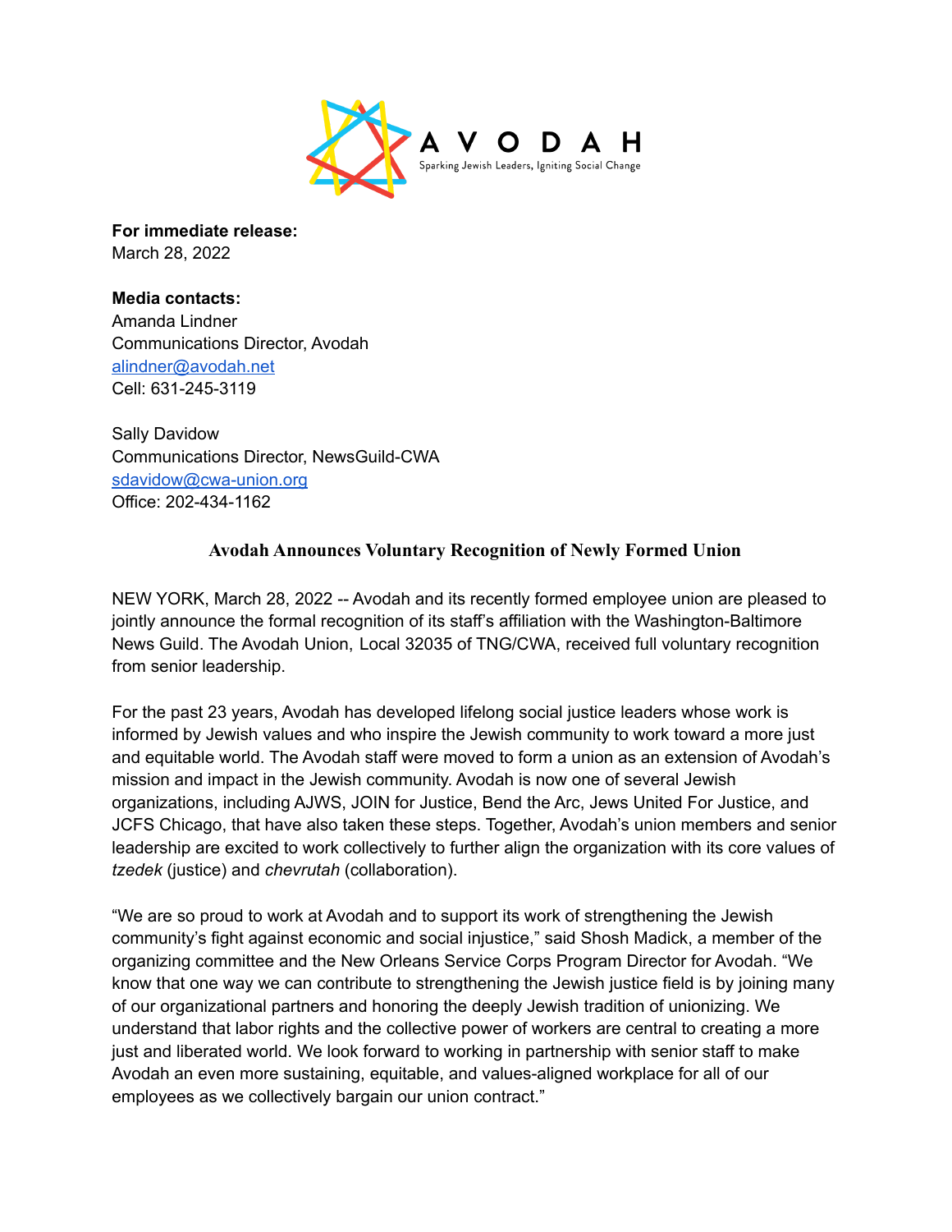AVODAH
Sparking Jewish Leaders, Igniting Social Change

**For immediate release:**
March 28, 2022

**Media contacts:**
Amanda Lindner
Communications Director, Avodah
alindner@avodah.net
Cell: 631-245-3119

Sally Davidow
Communications Director, NewsGuild-CWA
sdavidow@cwa-union.org
Office: 202-434-1162

## Avodah Announces Voluntary Recognition of Newly Formed Union

NEW YORK, March 28, 2022 -- Avodah and its recently formed employee union are pleased to jointly announce the formal recognition of its staff's affiliation with the Washington-Baltimore News Guild. The Avodah Union, Local 32035 of TNG/CWA, received full voluntary recognition from senior leadership.

For the past 23 years, Avodah has developed lifelong social justice leaders whose work is informed by Jewish values and who inspire the Jewish community to work toward a more just and equitable world. The Avodah staff were moved to form a union as an extension of Avodah's mission and impact in the Jewish community. Avodah is now one of several Jewish organizations, including AJWS, JOIN for Justice, Bend the Arc, Jews United For Justice, and JCFS Chicago, that have also taken these steps. Together, Avodah's union members and senior leadership are excited to work collectively to further align the organization with its core values of *tzedek* (justice) and *chevrutah* (collaboration).

"We are so proud to work at Avodah and to support its work of strengthening the Jewish community's fight against economic and social injustice," said Shosh Madick, a member of the organizing committee and the New Orleans Service Corps Program Director for Avodah. "We know that one way we can contribute to strengthening the Jewish justice field is by joining many of our organizational partners and honoring the deeply Jewish tradition of unionizing. We understand that labor rights and the collective power of workers are central to creating a more just and liberated world. We look forward to working in partnership with senior staff to make Avodah an even more sustaining, equitable, and values-aligned workplace for all of our employees as we collectively bargain our union contract."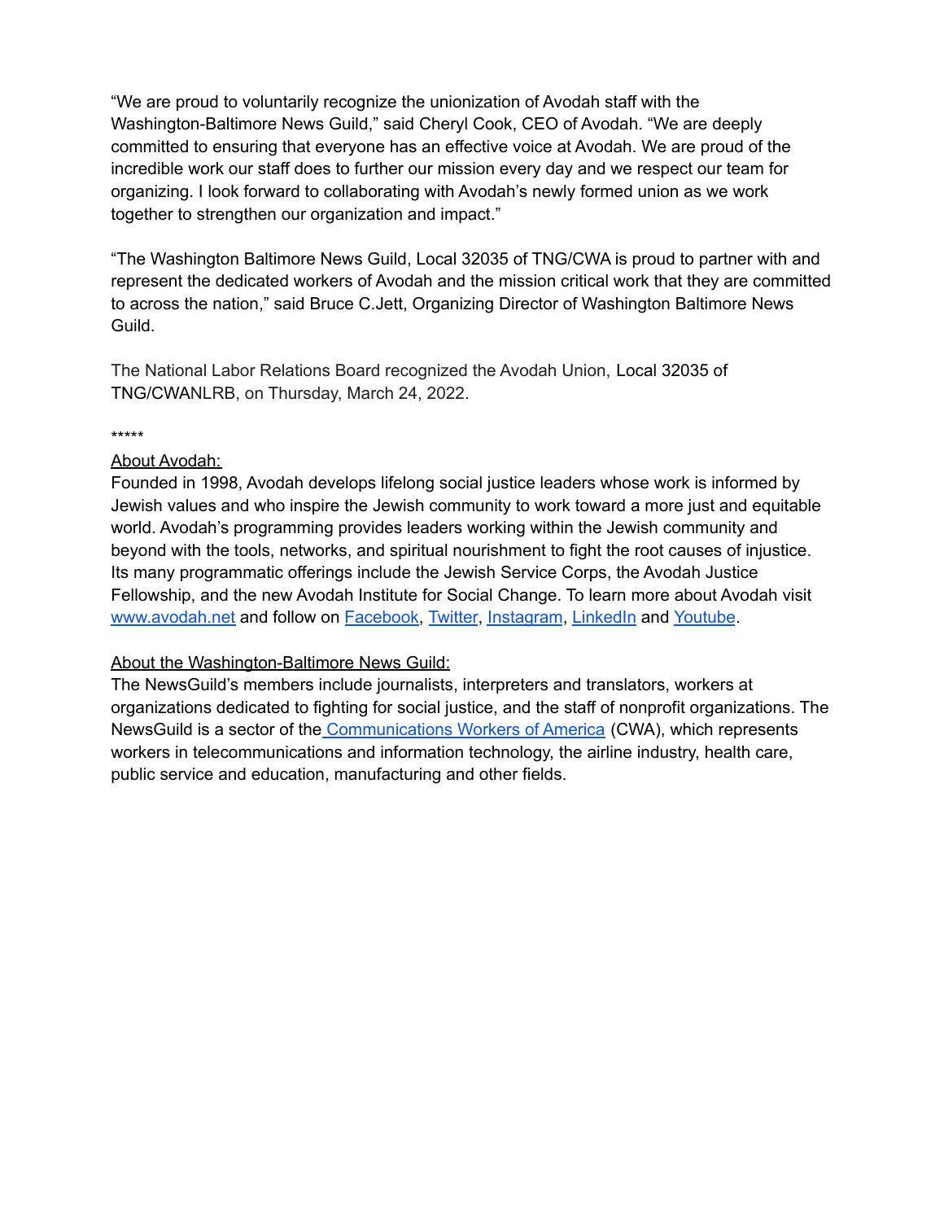"We are proud to voluntarily recognize the unionization of Avodah staff with the Washington-Baltimore News Guild," said Cheryl Cook, CEO of Avodah. "We are deeply committed to ensuring that everyone has an effective voice at Avodah. We are proud of the incredible work our staff does to further our mission every day and we respect our team for organizing. I look forward to collaborating with Avodah's newly formed union as we work together to strengthen our organization and impact."

"The Washington Baltimore News Guild, Local 32035 of TNG/CWA is proud to partner with and represent the dedicated workers of Avodah and the mission critical work that they are committed to across the nation," said Bruce C.Jett, Organizing Director of Washington Baltimore News Guild.

The National Labor Relations Board recognized the Avodah Union, Local 32035 of TNG/CWANLRB, on Thursday, March 24, 2022.

*****

About Avodah:

Founded in 1998, Avodah develops lifelong social justice leaders whose work is informed by Jewish values and who inspire the Jewish community to work toward a more just and equitable world. Avodah's programming provides leaders working within the Jewish community and beyond with the tools, networks, and spiritual nourishment to fight the root causes of injustice. Its many programmatic offerings include the Jewish Service Corps, the Avodah Justice Fellowship, and the new Avodah Institute for Social Change. To learn more about Avodah visit www.avodah.net and follow on Facebook, Twitter, Instagram, LinkedIn and Youtube.

About the Washington-Baltimore News Guild:

The NewsGuild's members include journalists, interpreters and translators, workers at organizations dedicated to fighting for social justice, and the staff of nonprofit organizations. The NewsGuild is a sector of the Communications Workers of America (CWA), which represents workers in telecommunications and information technology, the airline industry, health care, public service and education, manufacturing and other fields.